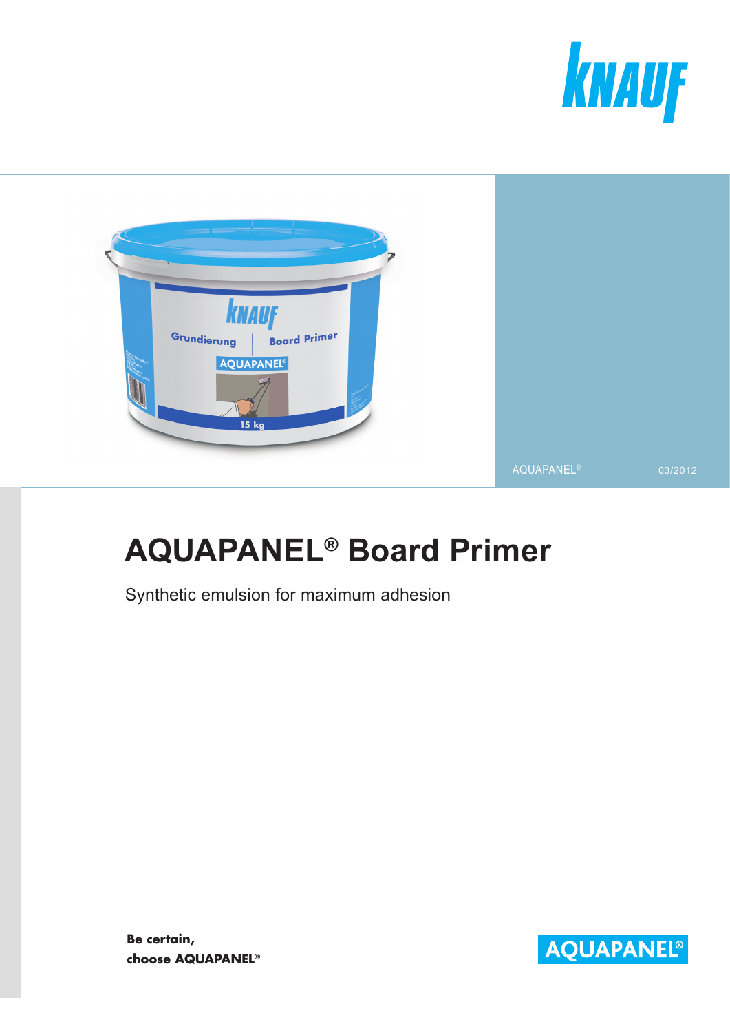KNAUF

AQUAPANEL® | 03/2012

# AQUAPANEL® Board Primer

Synthetic emulsion for maximum adhesion

**Be certain,**
**choose AQUAPANEL®**

AQUAPANEL®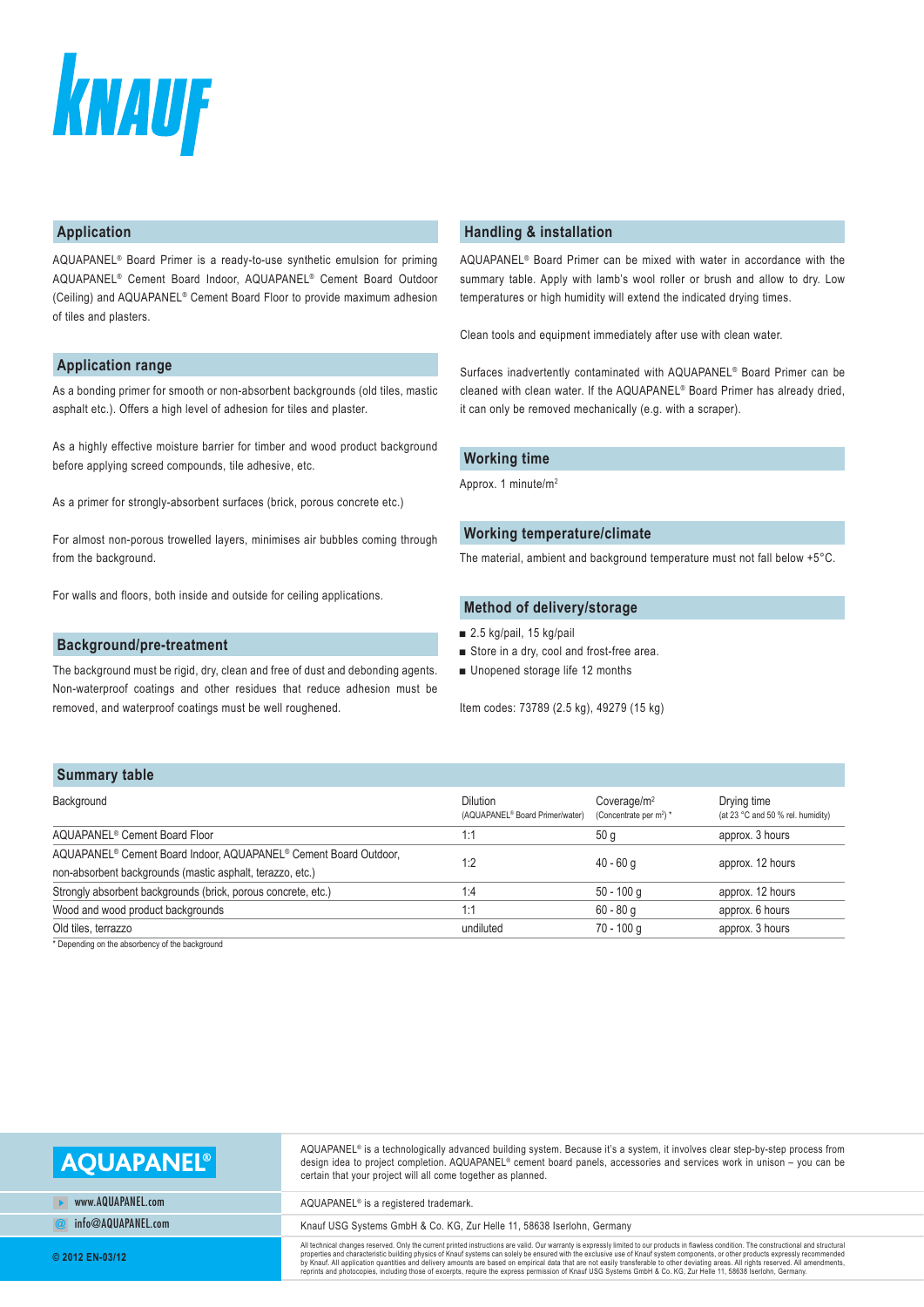## Application

AQUAPANEL® Board Primer is a ready-to-use synthetic emulsion for priming AQUAPANEL® Cement Board Indoor, AQUAPANEL® Cement Board Outdoor (Ceiling) and AQUAPANEL® Cement Board Floor to provide maximum adhesion of tiles and plasters.

## Application range

As a bonding primer for smooth or non-absorbent backgrounds (old tiles, mastic asphalt etc.). Offers a high level of adhesion for tiles and plaster.

As a highly effective moisture barrier for timber and wood product background before applying screed compounds, tile adhesive, etc.

As a primer for strongly-absorbent surfaces (brick, porous concrete etc.)

For almost non-porous trowelled layers, minimises air bubbles coming through from the background.

For walls and floors, both inside and outside for ceiling applications.

## Background/pre-treatment

The background must be rigid, dry, clean and free of dust and debonding agents. Non-waterproof coatings and other residues that reduce adhesion must be removed, and waterproof coatings must be well roughened.

## Handling & installation

AQUAPANEL® Board Primer can be mixed with water in accordance with the summary table. Apply with lamb's wool roller or brush and allow to dry. Low temperatures or high humidity will extend the indicated drying times.

Clean tools and equipment immediately after use with clean water.

Surfaces inadvertently contaminated with AQUAPANEL® Board Primer can be cleaned with clean water. If the AQUAPANEL® Board Primer has already dried, it can only be removed mechanically (e.g. with a scraper).

## Working time

Approx. 1 minute/m²

## Working temperature/climate

The material, ambient and background temperature must not fall below +5°C.

## Method of delivery/storage

- 2.5 kg/pail, 15 kg/pail
- Store in a dry, cool and frost-free area.
- Unopened storage life 12 months

Item codes: 73789 (2.5 kg), 49279 (15 kg)

## Summary table

| Background | Dilution (AQUAPANEL® Board Primer/water) | Coverage/m² (Concentrate per m²) * | Drying time (at 23 °C and 50 % rel. humidity) |
|---|---|---|---|
| AQUAPANEL® Cement Board Floor | 1:1 | 50 g | approx. 3 hours |
| AQUAPANEL® Cement Board Indoor, AQUAPANEL® Cement Board Outdoor, non-absorbent backgrounds (mastic asphalt, terazzo, etc.) | 1:2 | 40 - 60 g | approx. 12 hours |
| Strongly absorbent backgrounds (brick, porous concrete, etc.) | 1:4 | 50 - 100 g | approx. 12 hours |
| Wood and wood product backgrounds | 1:1 | 60 - 80 g | approx. 6 hours |
| Old tiles, terrazzo | undiluted | 70 - 100 g | approx. 3 hours |

\* Depending on the absorbency of the background

**AQUAPANEL®**

AQUAPANEL® is a technologically advanced building system. Because it's a system, it involves clear step-by-step process from design idea to project completion. AQUAPANEL® cement board panels, accessories and services work in unison – you can be certain that your project will all come together as planned.

www.AQUAPANEL.com

AQUAPANEL® is a registered trademark.

info@AQUAPANEL.com

Knauf USG Systems GmbH & Co. KG, Zur Helle 11, 58638 Iserlohn, Germany

© 2012 EN-03/12

All technical changes reserved. Only the current printed instructions are valid. Our warranty is expressly limited to our products in flawless condition. The constructional and structural properties and characteristic building physics of Knauf systems can solely be ensured with the exclusive use of Knauf system components, or other products expressly recommended by Knauf. All application quantities and delivery amounts are based on empirical data that are not easily transferable to other deviating areas. All rights reserved. All amendments, reprints and photocopies, including those of excerpts, require the express permission of Knauf USG Systems GmbH & Co. KG, Zur Helle 11, 58638 Iserlohn, Germany.